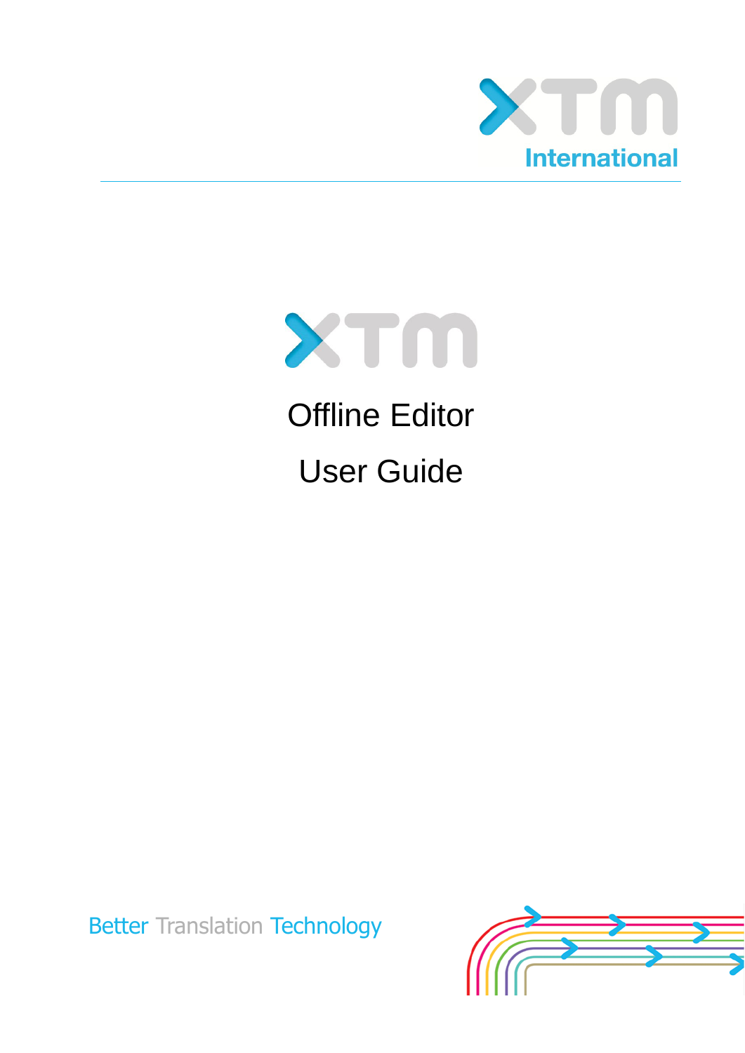XTM International

XTM

# Offline Editor

# User Guide

Better Translation Technology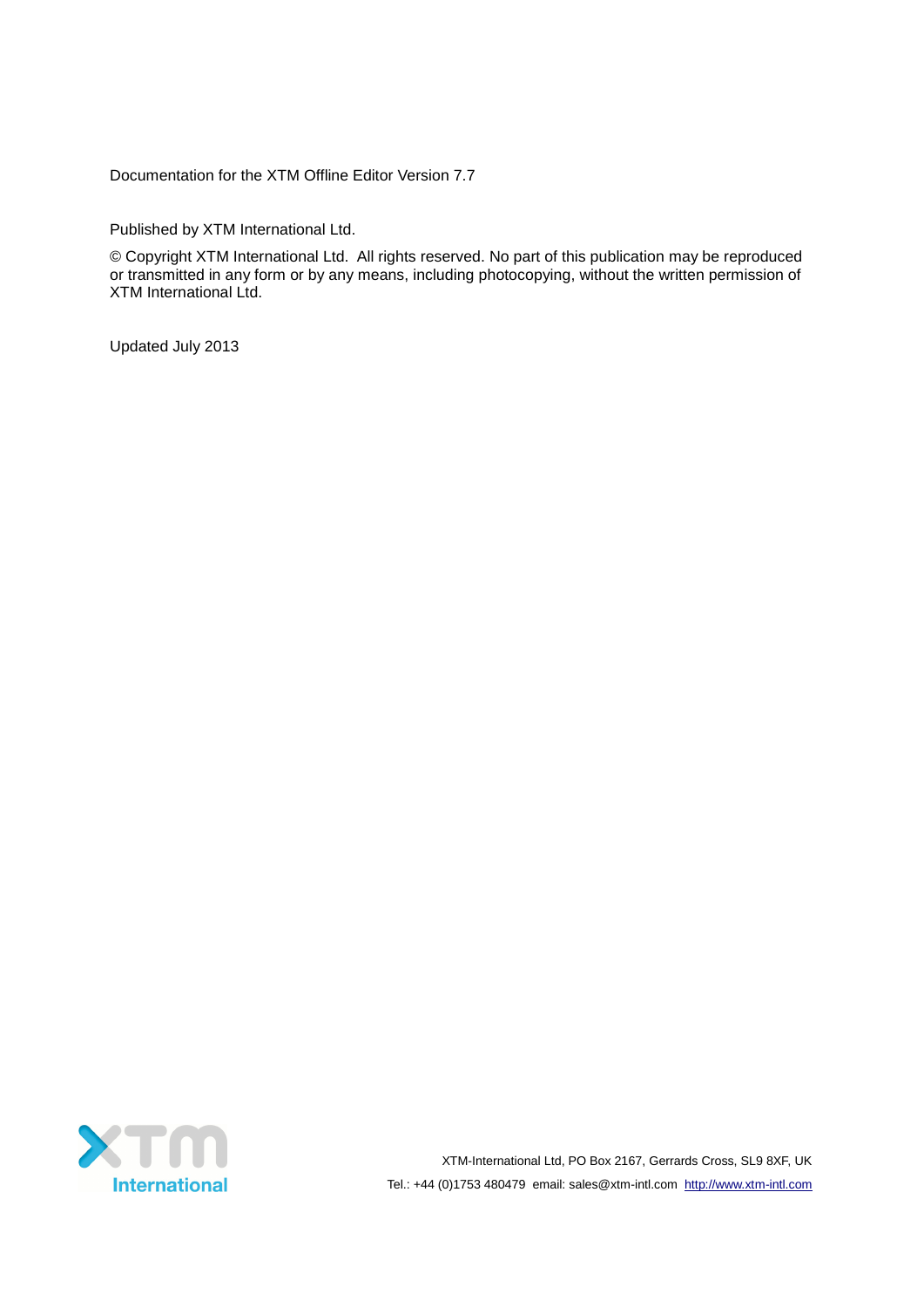Documentation for the XTM Offline Editor Version 7.7

Published by XTM International Ltd.

© Copyright XTM International Ltd. All rights reserved. No part of this publication may be reproduced or transmitted in any form or by any means, including photocopying, without the written permission of XTM International Ltd.

Updated July 2013

XTM-International Ltd, PO Box 2167, Gerrards Cross, SL9 8XF, UK

Tel.: +44 (0)1753 480479 email: sales@xtm-intl.com http://www.xtm-intl.com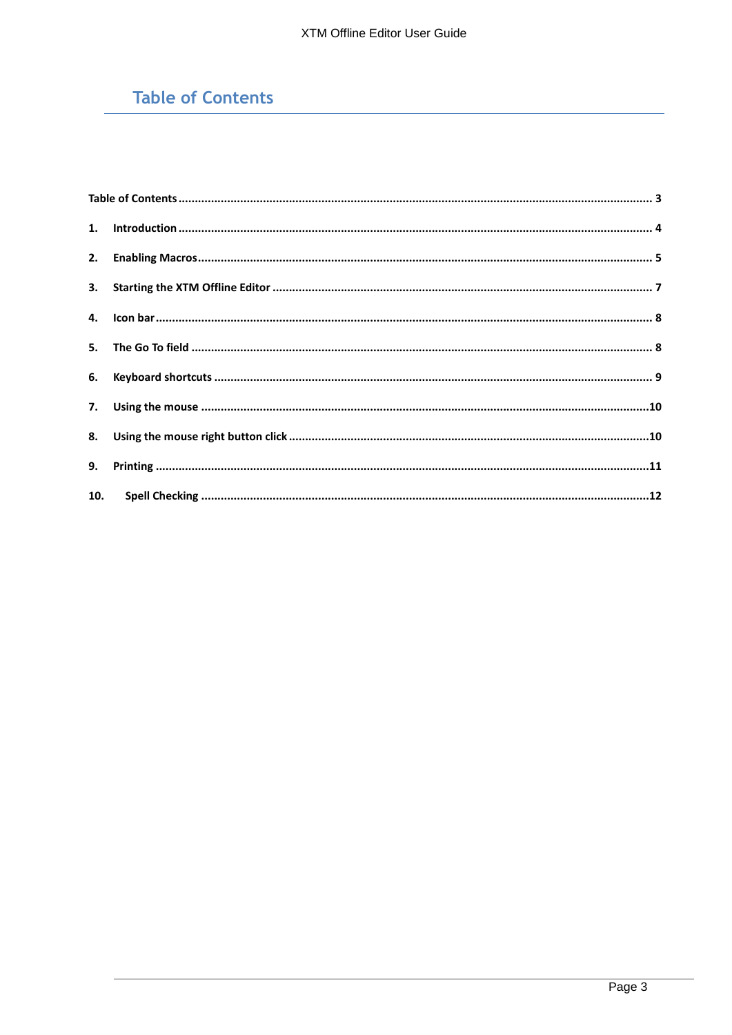# Table of Contents

Table of Contents ........................................................................................................ 3

1. Introduction ........................................................................................................ 4
2. Enabling Macros ........................................................................................................ 5
3. Starting the XTM Offline Editor ........................................................................................................ 7
4. Icon bar ........................................................................................................ 8
5. The Go To field ........................................................................................................ 8
6. Keyboard shortcuts ........................................................................................................ 9
7. Using the mouse ........................................................................................................ 10
8. Using the mouse right button click ........................................................................................................ 10
9. Printing ........................................................................................................ 11
10. Spell Checking ........................................................................................................ 12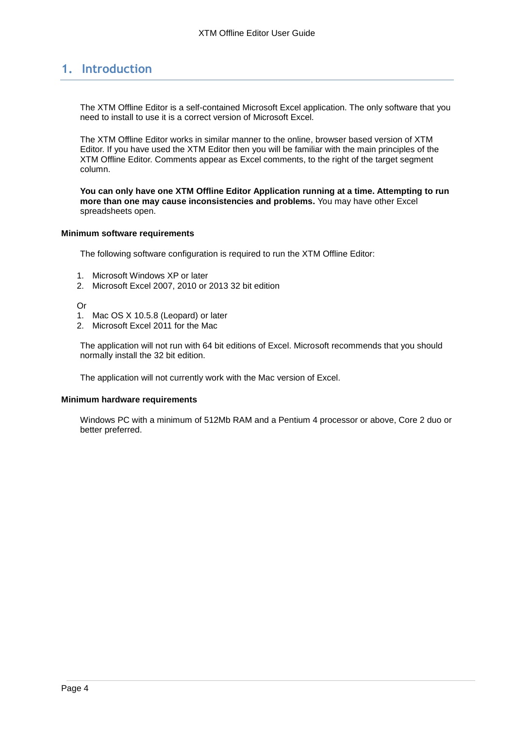# 1. Introduction

The XTM Offline Editor is a self-contained Microsoft Excel application. The only software that you need to install to use it is a correct version of Microsoft Excel.

The XTM Offline Editor works in similar manner to the online, browser based version of XTM Editor. If you have used the XTM Editor then you will be familiar with the main principles of the XTM Offline Editor. Comments appear as Excel comments, to the right of the target segment column.

**You can only have one XTM Offline Editor Application running at a time. Attempting to run more than one may cause inconsistencies and problems.** You may have other Excel spreadsheets open.

**Minimum software requirements**

The following software configuration is required to run the XTM Offline Editor:

1. Microsoft Windows XP or later
2. Microsoft Excel 2007, 2010 or 2013 32 bit edition

Or

1. Mac OS X 10.5.8 (Leopard) or later
2. Microsoft Excel 2011 for the Mac

The application will not run with 64 bit editions of Excel. Microsoft recommends that you should normally install the 32 bit edition.

The application will not currently work with the Mac version of Excel.

**Minimum hardware requirements**

Windows PC with a minimum of 512Mb RAM and a Pentium 4 processor or above, Core 2 duo or better preferred.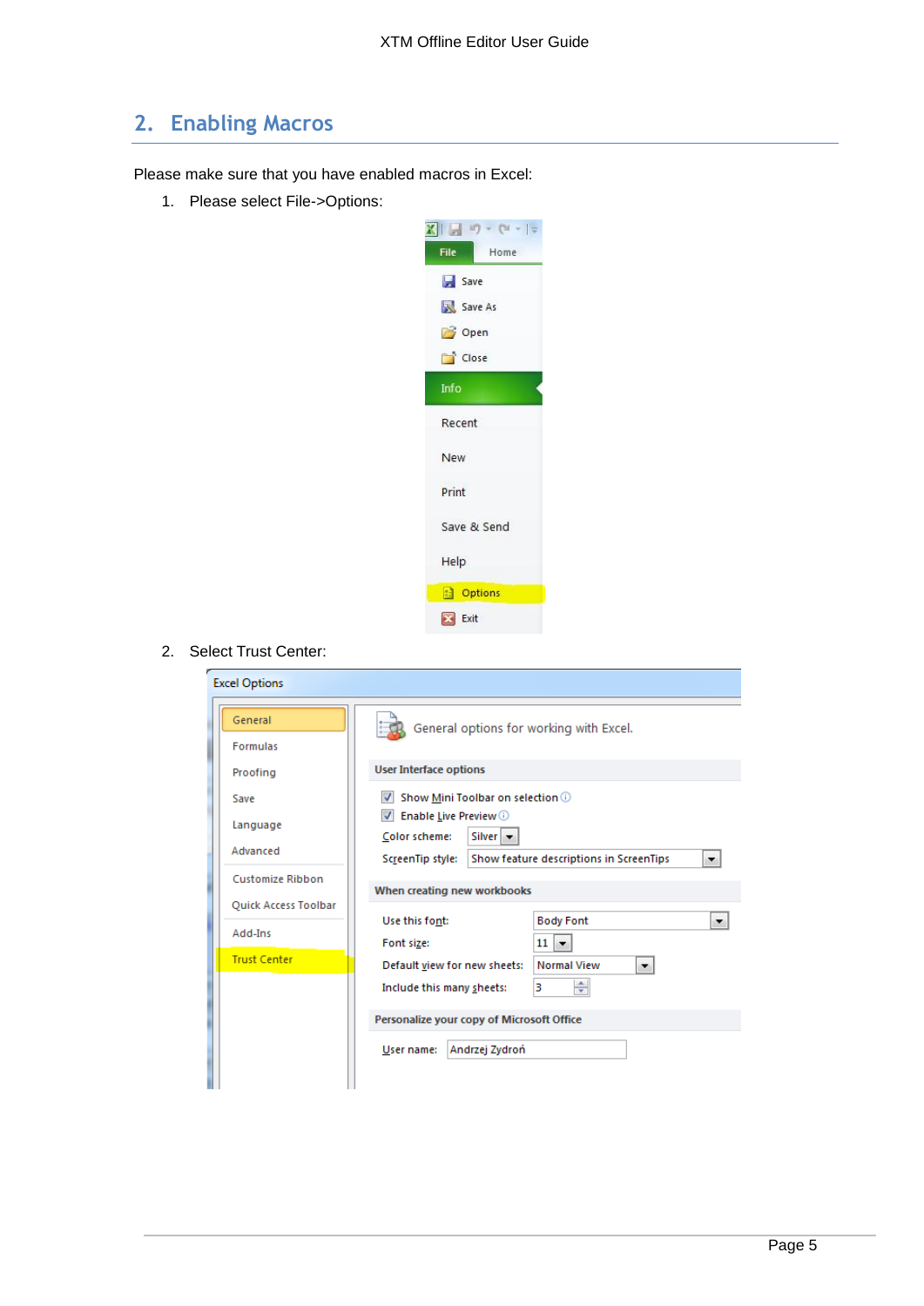## 2. Enabling Macros

Please make sure that you have enabled macros in Excel:

1. Please select File->Options:

2. Select Trust Center: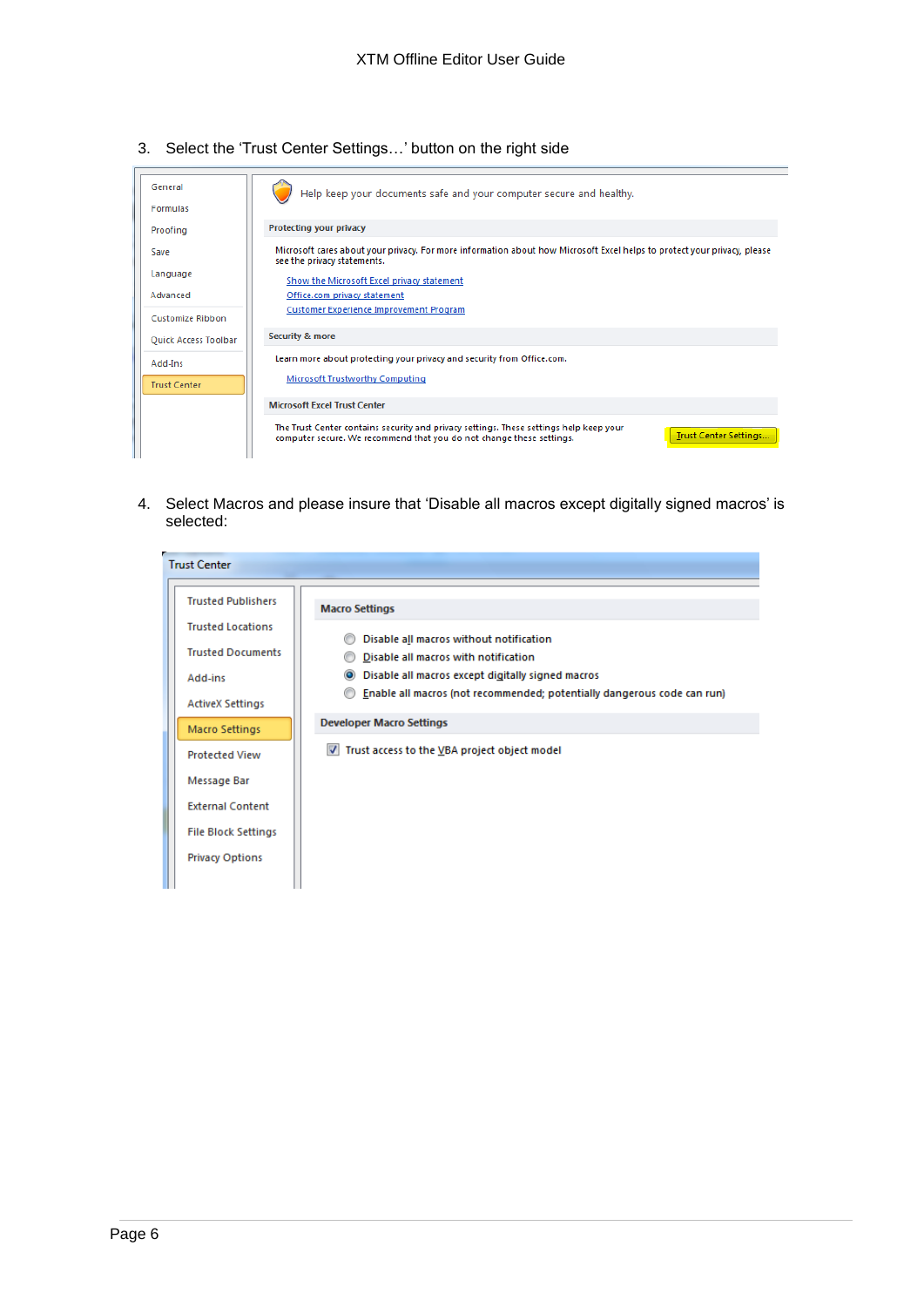3. Select the ‘Trust Center Settings…’ button on the right side

4. Select Macros and please insure that ‘Disable all macros except digitally signed macros’ is selected: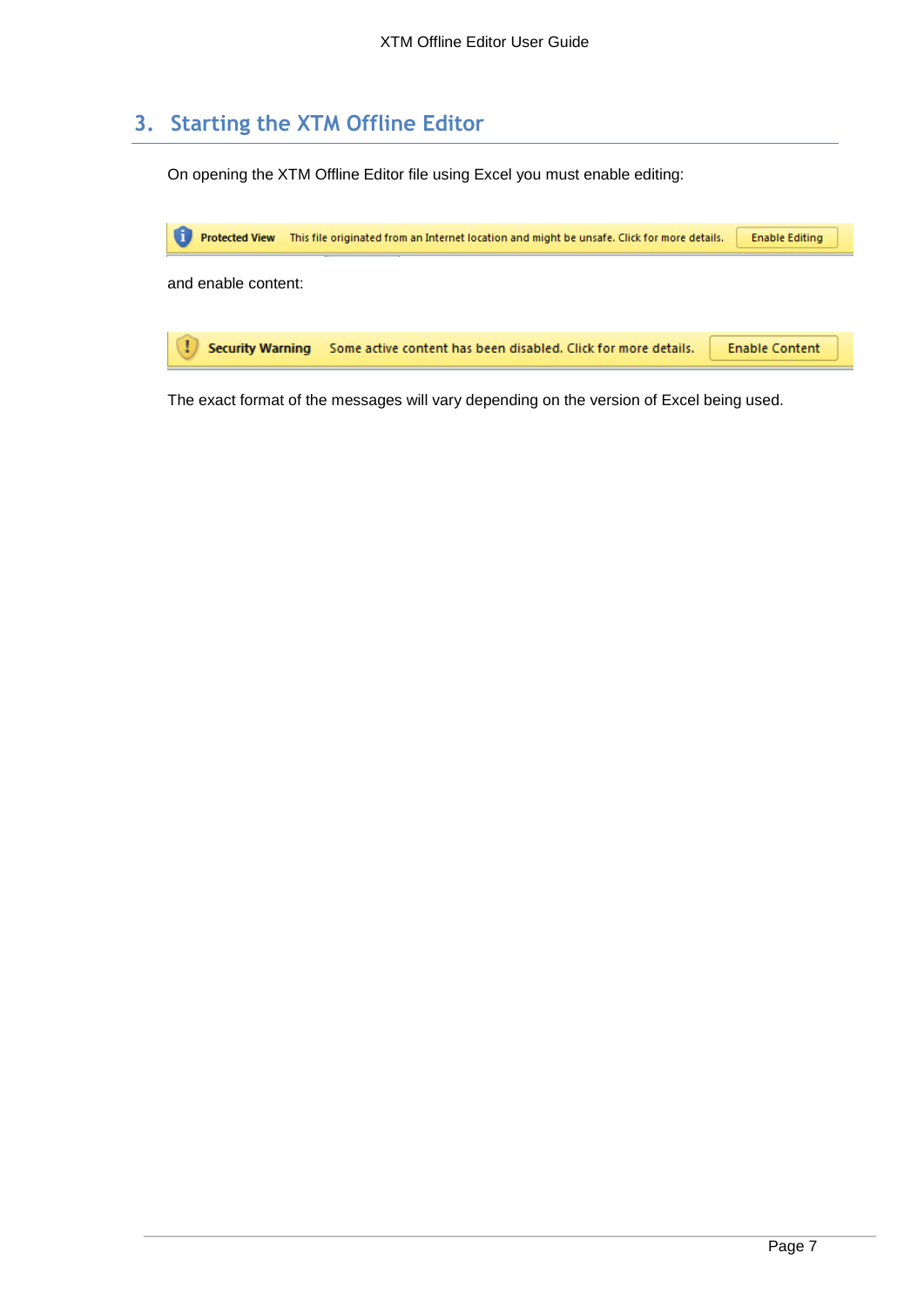# 3. Starting the XTM Offline Editor

On opening the XTM Offline Editor file using Excel you must enable editing:

**Protected View** This file originated from an Internet location and might be unsafe. Click for more details. Enable Editing

and enable content:

**Security Warning** Some active content has been disabled. Click for more details. Enable Content

The exact format of the messages will vary depending on the version of Excel being used.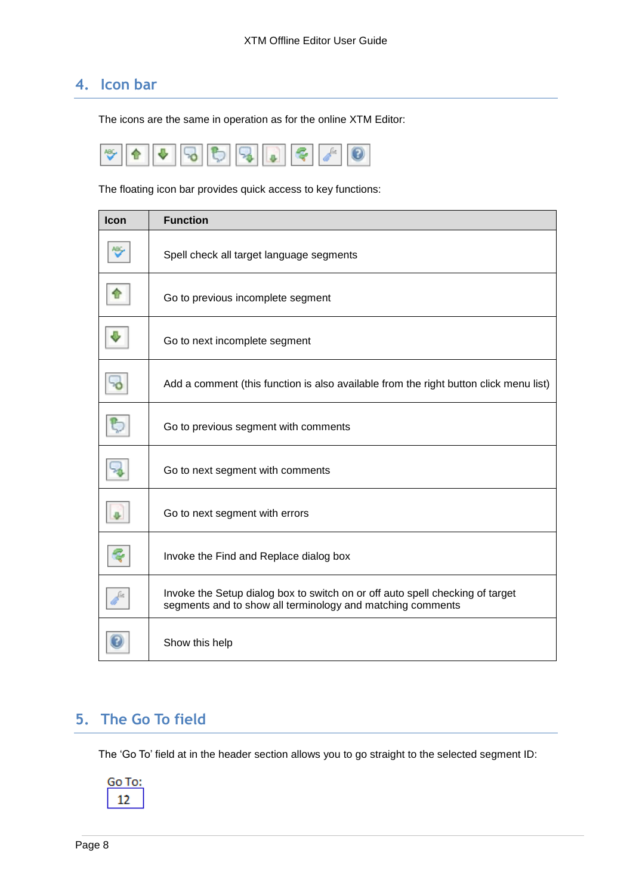## 4. Icon bar

The icons are the same in operation as for the online XTM Editor:

The floating icon bar provides quick access to key functions:

| Icon | Function |
|---|---|
| | Spell check all target language segments |
| | Go to previous incomplete segment |
| | Go to next incomplete segment |
| | Add a comment (this function is also available from the right button click menu list) |
| | Go to previous segment with comments |
| | Go to next segment with comments |
| | Go to next segment with errors |
| | Invoke the Find and Replace dialog box |
| | Invoke the Setup dialog box to switch on or off auto spell checking of target segments and to show all terminology and matching comments |
| | Show this help |

## 5. The Go To field

The 'Go To' field at in the header section allows you to go straight to the selected segment ID:

Go To:
12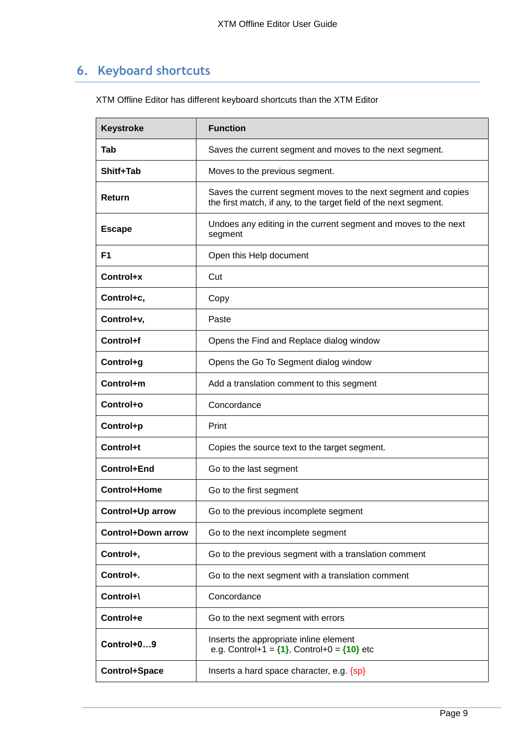## 6. Keyboard shortcuts

XTM Offline Editor has different keyboard shortcuts than the XTM Editor

| Keystroke | Function |
|---|---|
| **Tab** | Saves the current segment and moves to the next segment. |
| **Shitf+Tab** | Moves to the previous segment. |
| **Return** | Saves the current segment moves to the next segment and copies the first match, if any, to the target field of the next segment. |
| **Escape** | Undoes any editing in the current segment and moves to the next segment |
| **F1** | Open this Help document |
| **Control+x** | Cut |
| **Control+c,** | Copy |
| **Control+v,** | Paste |
| **Control+f** | Opens the Find and Replace dialog window |
| **Control+g** | Opens the Go To Segment dialog window |
| **Control+m** | Add a translation comment to this segment |
| **Control+o** | Concordance |
| **Control+p** | Print |
| **Control+t** | Copies the source text to the target segment. |
| **Control+End** | Go to the last segment |
| **Control+Home** | Go to the first segment |
| **Control+Up arrow** | Go to the previous incomplete segment |
| **Control+Down arrow** | Go to the next incomplete segment |
| **Control+,** | Go to the previous segment with a translation comment |
| **Control+.** | Go to the next segment with a translation comment |
| **Control+\** | Concordance |
| **Control+e** | Go to the next segment with errors |
| **Control+0…9** | Inserts the appropriate inline element e.g. Control+1 = **{1}**, Control+0 = **{10}** etc |
| **Control+Space** | Inserts a hard space character, e.g. {sp} |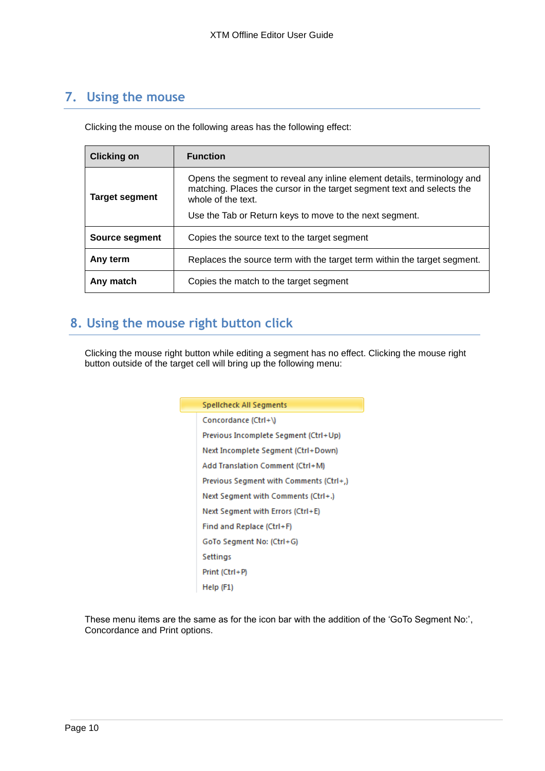## 7. Using the mouse

Clicking the mouse on the following areas has the following effect:

| Clicking on | Function |
|---|---|
| **Target segment** | Opens the segment to reveal any inline element details, terminology and matching. Places the cursor in the target segment text and selects the whole of the text.<br>Use the Tab or Return keys to move to the next segment. |
| **Source segment** | Copies the source text to the target segment |
| **Any term** | Replaces the source term with the target term within the target segment. |
| **Any match** | Copies the match to the target segment |

## 8. Using the mouse right button click

Clicking the mouse right button while editing a segment has no effect. Clicking the mouse right button outside of the target cell will bring up the following menu:

- Spellcheck All Segments
- Concordance (Ctrl+\)
- Previous Incomplete Segment (Ctrl+Up)
- Next Incomplete Segment (Ctrl+Down)
- Add Translation Comment (Ctrl+M)
- Previous Segment with Comments (Ctrl+,)
- Next Segment with Comments (Ctrl+.)
- Next Segment with Errors (Ctrl+E)
- Find and Replace (Ctrl+F)
- GoTo Segment No: (Ctrl+G)
- Settings
- Print (Ctrl+P)
- Help (F1)

These menu items are the same as for the icon bar with the addition of the 'GoTo Segment No:', Concordance and Print options.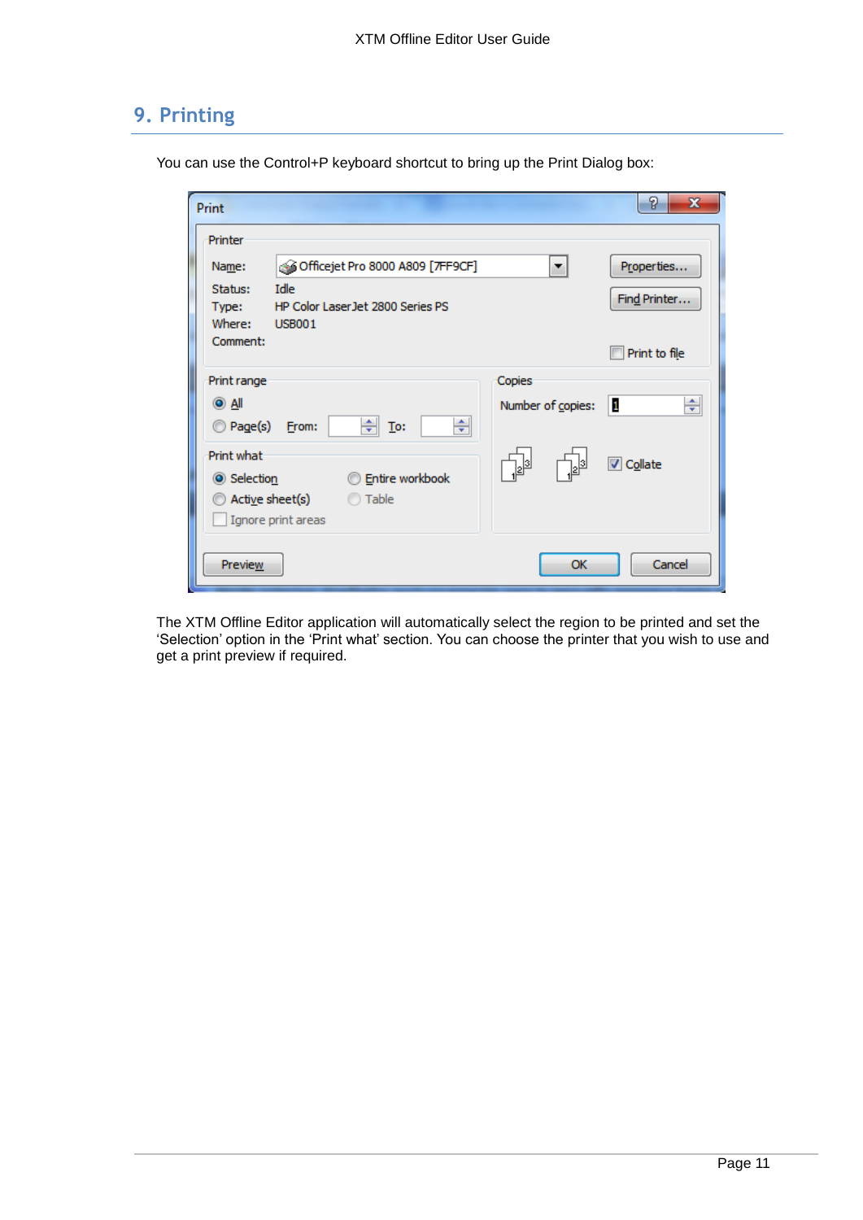## 9. Printing

You can use the Control+P keyboard shortcut to bring up the Print Dialog box:

The XTM Offline Editor application will automatically select the region to be printed and set the 'Selection' option in the 'Print what' section. You can choose the printer that you wish to use and get a print preview if required.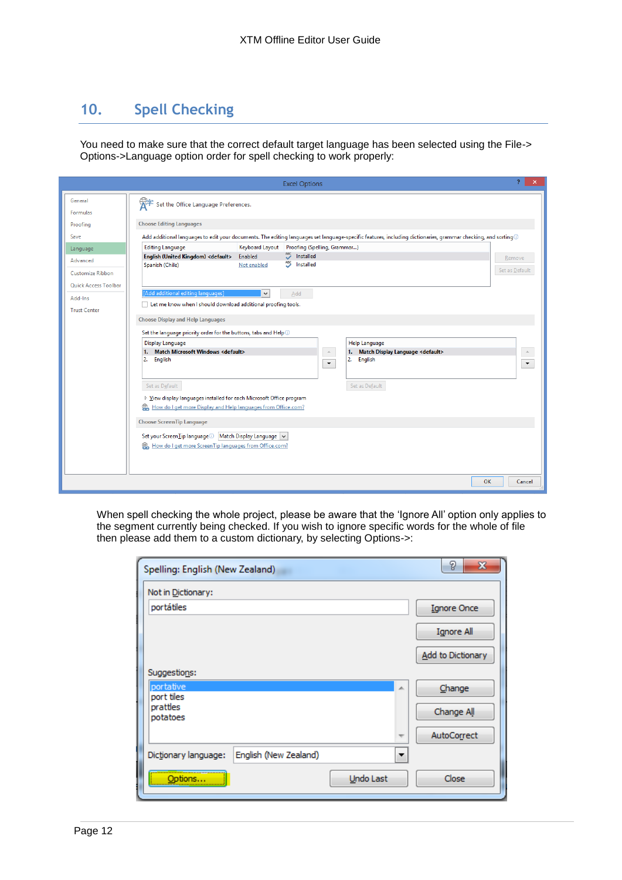# 10. Spell Checking

You need to make sure that the correct default target language has been selected using the File-> Options->Language option order for spell checking to work properly:

When spell checking the whole project, please be aware that the 'Ignore All' option only applies to the segment currently being checked. If you wish to ignore specific words for the whole of file then please add them to a custom dictionary, by selecting Options->: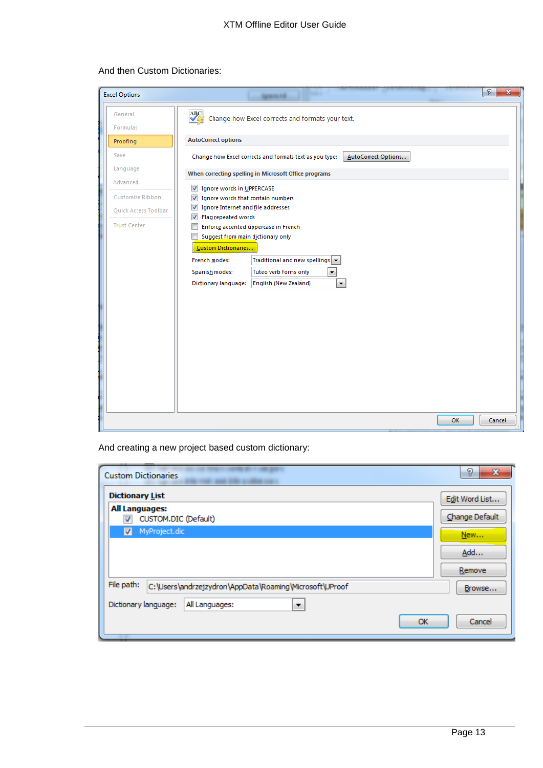And then Custom Dictionaries:

And creating a new project based custom dictionary: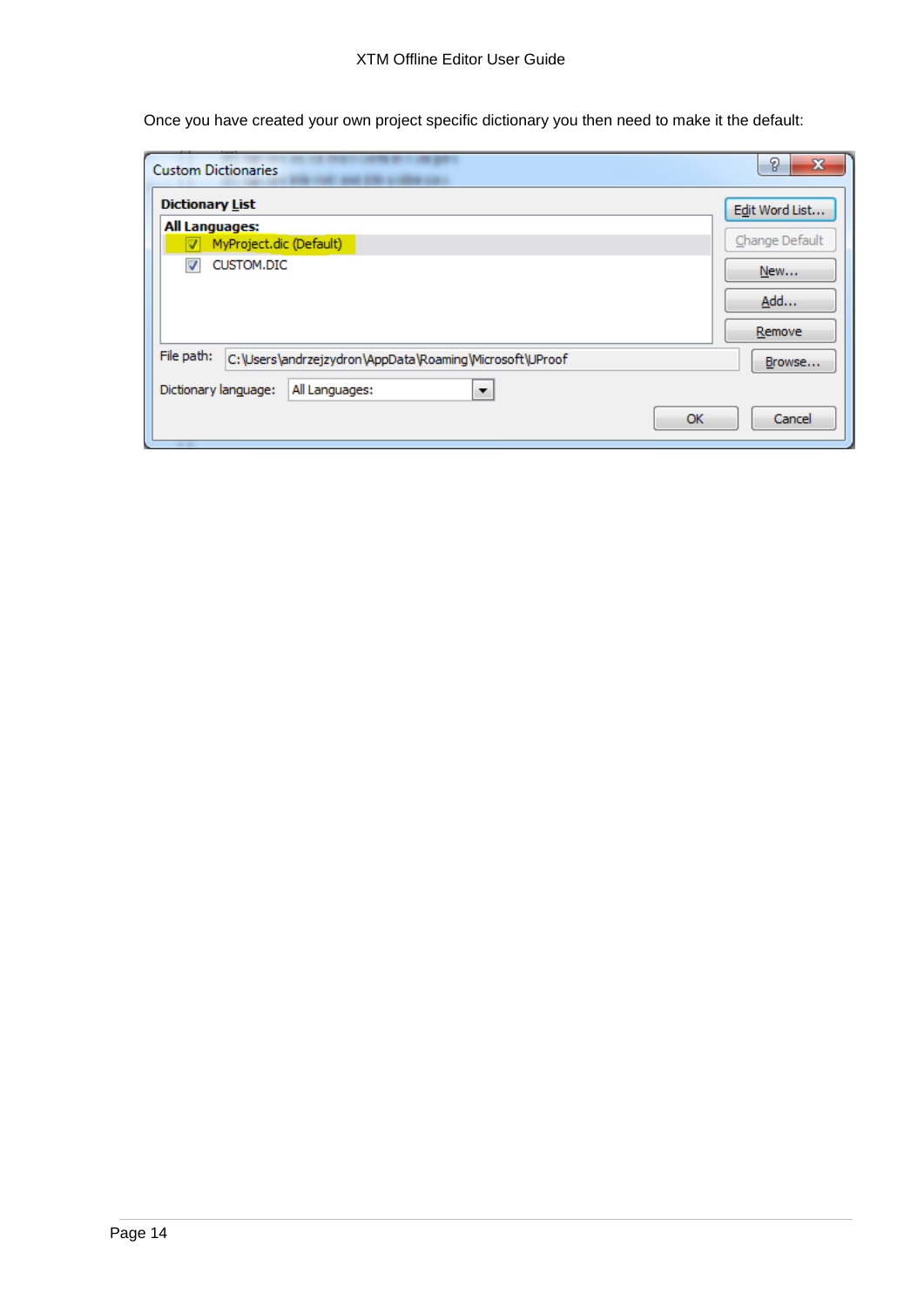Once you have created your own project specific dictionary you then need to make it the default:

Custom Dictionaries

Dictionary List

All Languages:

MyProject.dic (Default)

CUSTOM.DIC

Edit Word List...

Change Default

New...

Add...

Remove

File path: C:\Users\andrzejzydron\AppData\Roaming\Microsoft\UProof

Browse...

Dictionary language: All Languages:

OK

Cancel